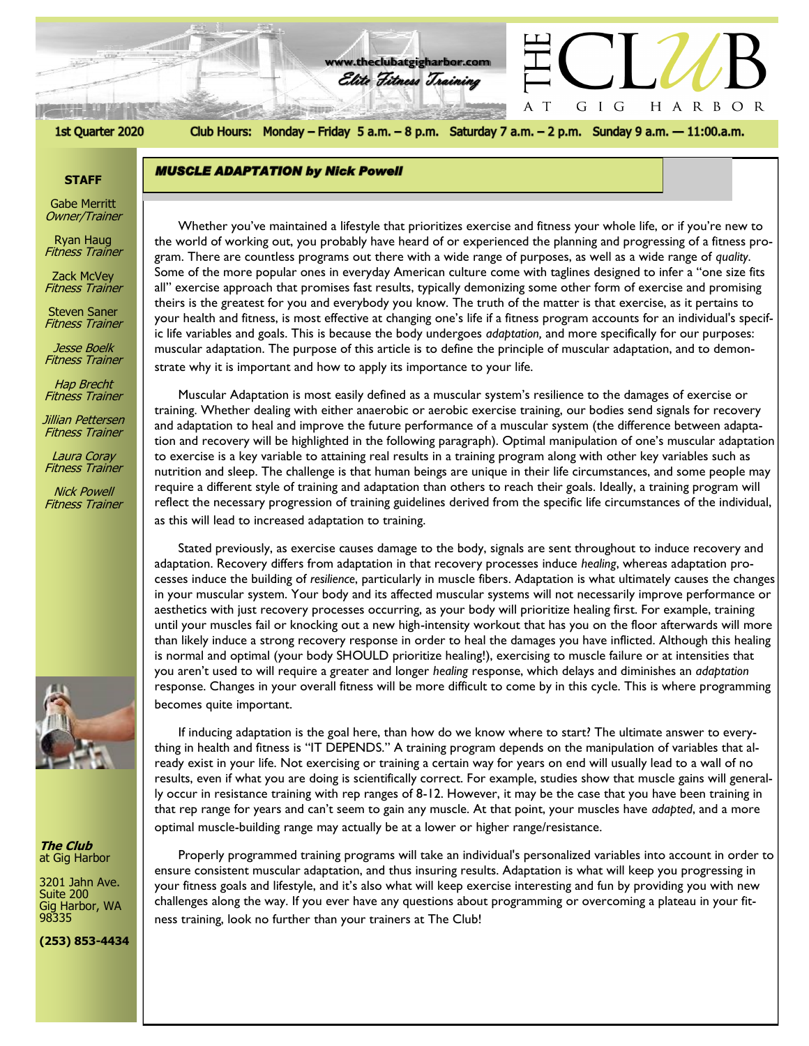www.theclubatgigharbor.com

*Elite Fitness Training*

# THE CLUB AT GIG HARBOR

1st Quarter 2020 — Club Hours: Monday – Friday 5 a.m. – 8 p.m. Saturday 7 a.m. – 2 p.m. Sunday 9 a.m. — 11:00.a.m.

**STAFF**

Gabe Merritt
*Owner/Trainer*

Ryan Haug
*Fitness Trainer*

Zack McVey
*Fitness Trainer*

Steven Saner
*Fitness Trainer*

*Jesse Boelk*
*Fitness Trainer*

*Hap Brecht*
*Fitness Trainer*

*Jillian Pettersen*
*Fitness Trainer*

*Laura Coray*
*Fitness Trainer*

*Nick Powell*
*Fitness Trainer*

***The Club***
at Gig Harbor

3201 Jahn Ave.
Suite 200
Gig Harbor, WA
98335

**(253) 853-4434**

## *MUSCLE ADAPTATION by Nick Powell*

Whether you've maintained a lifestyle that prioritizes exercise and fitness your whole life, or if you're new to the world of working out, you probably have heard of or experienced the planning and progressing of a fitness program. There are countless programs out there with a wide range of purposes, as well as a wide range of *quality*. Some of the more popular ones in everyday American culture come with taglines designed to infer a "one size fits all" exercise approach that promises fast results, typically demonizing some other form of exercise and promising theirs is the greatest for you and everybody you know. The truth of the matter is that exercise, as it pertains to your health and fitness, is most effective at changing one's life if a fitness program accounts for an individual's specific life variables and goals. This is because the body undergoes *adaptation,* and more specifically for our purposes: muscular adaptation. The purpose of this article is to define the principle of muscular adaptation, and to demonstrate why it is important and how to apply its importance to your life.

Muscular Adaptation is most easily defined as a muscular system's resilience to the damages of exercise or training. Whether dealing with either anaerobic or aerobic exercise training, our bodies send signals for recovery and adaptation to heal and improve the future performance of a muscular system (the difference between adaptation and recovery will be highlighted in the following paragraph). Optimal manipulation of one's muscular adaptation to exercise is a key variable to attaining real results in a training program along with other key variables such as nutrition and sleep. The challenge is that human beings are unique in their life circumstances, and some people may require a different style of training and adaptation than others to reach their goals. Ideally, a training program will reflect the necessary progression of training guidelines derived from the specific life circumstances of the individual, as this will lead to increased adaptation to training.

Stated previously, as exercise causes damage to the body, signals are sent throughout to induce recovery and adaptation. Recovery differs from adaptation in that recovery processes induce *healing*, whereas adaptation processes induce the building of *resilience*, particularly in muscle fibers. Adaptation is what ultimately causes the changes in your muscular system. Your body and its affected muscular systems will not necessarily improve performance or aesthetics with just recovery processes occurring, as your body will prioritize healing first. For example, training until your muscles fail or knocking out a new high-intensity workout that has you on the floor afterwards will more than likely induce a strong recovery response in order to heal the damages you have inflicted. Although this healing is normal and optimal (your body SHOULD prioritize healing!), exercising to muscle failure or at intensities that you aren't used to will require a greater and longer *healing* response, which delays and diminishes an *adaptation* response. Changes in your overall fitness will be more difficult to come by in this cycle. This is where programming becomes quite important.

If inducing adaptation is the goal here, than how do we know where to start? The ultimate answer to everything in health and fitness is "IT DEPENDS." A training program depends on the manipulation of variables that already exist in your life. Not exercising or training a certain way for years on end will usually lead to a wall of no results, even if what you are doing is scientifically correct. For example, studies show that muscle gains will generally occur in resistance training with rep ranges of 8-12. However, it may be the case that you have been training in that rep range for years and can't seem to gain any muscle. At that point, your muscles have *adapted*, and a more optimal muscle-building range may actually be at a lower or higher range/resistance.

Properly programmed training programs will take an individual's personalized variables into account in order to ensure consistent muscular adaptation, and thus insuring results. Adaptation is what will keep you progressing in your fitness goals and lifestyle, and it's also what will keep exercise interesting and fun by providing you with new challenges along the way. If you ever have any questions about programming or overcoming a plateau in your fitness training, look no further than your trainers at The Club!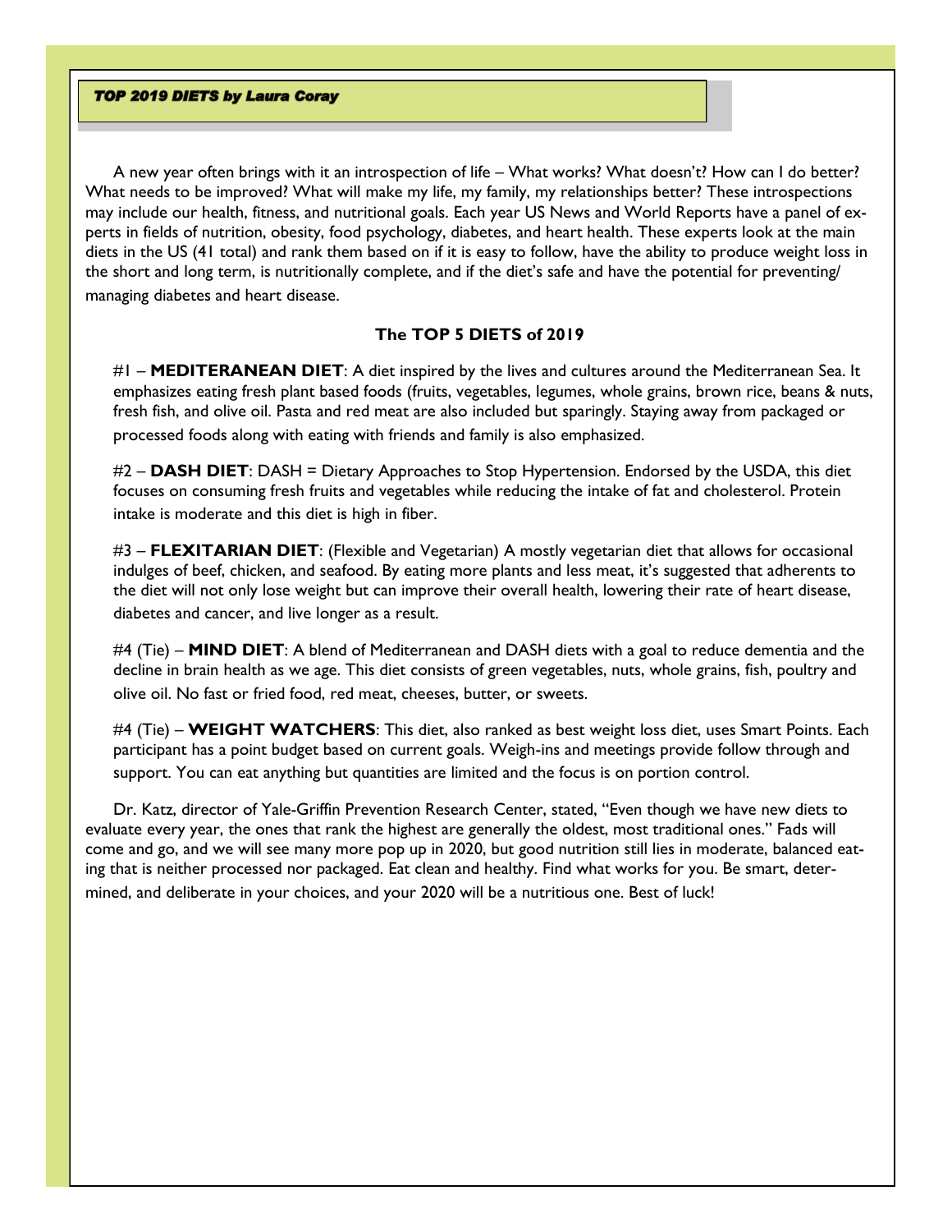## *TOP 2019 DIETS by Laura Coray*

A new year often brings with it an introspection of life – What works? What doesn't? How can I do better? What needs to be improved? What will make my life, my family, my relationships better? These introspections may include our health, fitness, and nutritional goals. Each year US News and World Reports have a panel of experts in fields of nutrition, obesity, food psychology, diabetes, and heart health. These experts look at the main diets in the US (41 total) and rank them based on if it is easy to follow, have the ability to produce weight loss in the short and long term, is nutritionally complete, and if the diet's safe and have the potential for preventing/managing diabetes and heart disease.

### The TOP 5 DIETS of 2019

#1 – **MEDITERANEAN DIET**: A diet inspired by the lives and cultures around the Mediterranean Sea. It emphasizes eating fresh plant based foods (fruits, vegetables, legumes, whole grains, brown rice, beans & nuts, fresh fish, and olive oil. Pasta and red meat are also included but sparingly. Staying away from packaged or processed foods along with eating with friends and family is also emphasized.

#2 – **DASH DIET**: DASH = Dietary Approaches to Stop Hypertension. Endorsed by the USDA, this diet focuses on consuming fresh fruits and vegetables while reducing the intake of fat and cholesterol. Protein intake is moderate and this diet is high in fiber.

#3 – **FLEXITARIAN DIET**: (Flexible and Vegetarian) A mostly vegetarian diet that allows for occasional indulges of beef, chicken, and seafood. By eating more plants and less meat, it's suggested that adherents to the diet will not only lose weight but can improve their overall health, lowering their rate of heart disease, diabetes and cancer, and live longer as a result.

#4 (Tie) – **MIND DIET**: A blend of Mediterranean and DASH diets with a goal to reduce dementia and the decline in brain health as we age. This diet consists of green vegetables, nuts, whole grains, fish, poultry and olive oil. No fast or fried food, red meat, cheeses, butter, or sweets.

#4 (Tie) – **WEIGHT WATCHERS**: This diet, also ranked as best weight loss diet, uses Smart Points. Each participant has a point budget based on current goals. Weigh-ins and meetings provide follow through and support. You can eat anything but quantities are limited and the focus is on portion control.

Dr. Katz, director of Yale-Griffin Prevention Research Center, stated, "Even though we have new diets to evaluate every year, the ones that rank the highest are generally the oldest, most traditional ones." Fads will come and go, and we will see many more pop up in 2020, but good nutrition still lies in moderate, balanced eating that is neither processed nor packaged. Eat clean and healthy. Find what works for you. Be smart, determined, and deliberate in your choices, and your 2020 will be a nutritious one. Best of luck!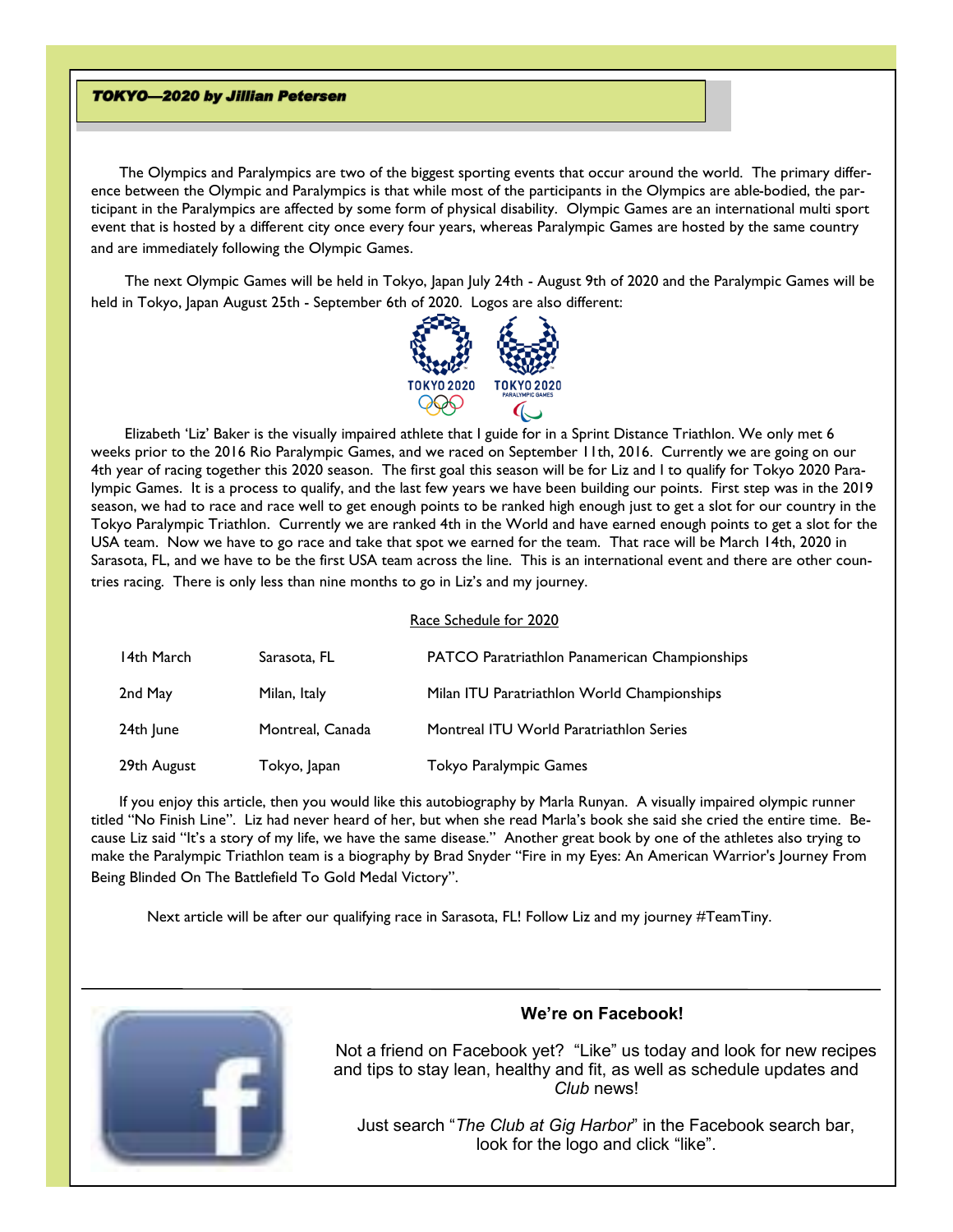### *TOKYO—2020 by Jillian Petersen*

The Olympics and Paralympics are two of the biggest sporting events that occur around the world. The primary difference between the Olympic and Paralympics is that while most of the participants in the Olympics are able-bodied, the participant in the Paralympics are affected by some form of physical disability. Olympic Games are an international multi sport event that is hosted by a different city once every four years, whereas Paralympic Games are hosted by the same country and are immediately following the Olympic Games.

The next Olympic Games will be held in Tokyo, Japan July 24th - August 9th of 2020 and the Paralympic Games will be held in Tokyo, Japan August 25th - September 6th of 2020. Logos are also different:

TOKYO 2020 TOKYO 2020 PARALYMPIC GAMES

Elizabeth 'Liz' Baker is the visually impaired athlete that I guide for in a Sprint Distance Triathlon. We only met 6 weeks prior to the 2016 Rio Paralympic Games, and we raced on September 11th, 2016. Currently we are going on our 4th year of racing together this 2020 season. The first goal this season will be for Liz and I to qualify for Tokyo 2020 Paralympic Games. It is a process to qualify, and the last few years we have been building our points. First step was in the 2019 season, we had to race and race well to get enough points to be ranked high enough just to get a slot for our country in the Tokyo Paralympic Triathlon. Currently we are ranked 4th in the World and have earned enough points to get a slot for the USA team. Now we have to go race and take that spot we earned for the team. That race will be March 14th, 2020 in Sarasota, FL, and we have to be the first USA team across the line. This is an international event and there are other countries racing. There is only less than nine months to go in Liz's and my journey.

Race Schedule for 2020

| | | |
|---|---|---|
| 14th March | Sarasota, FL | PATCO Paratriathlon Panamerican Championships |
| 2nd May | Milan, Italy | Milan ITU Paratriathlon World Championships |
| 24th June | Montreal, Canada | Montreal ITU World Paratriathlon Series |
| 29th August | Tokyo, Japan | Tokyo Paralympic Games |

If you enjoy this article, then you would like this autobiography by Marla Runyan. A visually impaired olympic runner titled "No Finish Line". Liz had never heard of her, but when she read Marla's book she said she cried the entire time. Because Liz said "It's a story of my life, we have the same disease." Another great book by one of the athletes also trying to make the Paralympic Triathlon team is a biography by Brad Snyder "Fire in my Eyes: An American Warrior's Journey From Being Blinded On The Battlefield To Gold Medal Victory".

Next article will be after our qualifying race in Sarasota, FL! Follow Liz and my journey #TeamTiny.

---

**We're on Facebook!**

Not a friend on Facebook yet? "Like" us today and look for new recipes and tips to stay lean, healthy and fit, as well as schedule updates and *Club* news!

Just search "*The Club at Gig Harbor*" in the Facebook search bar, look for the logo and click "like".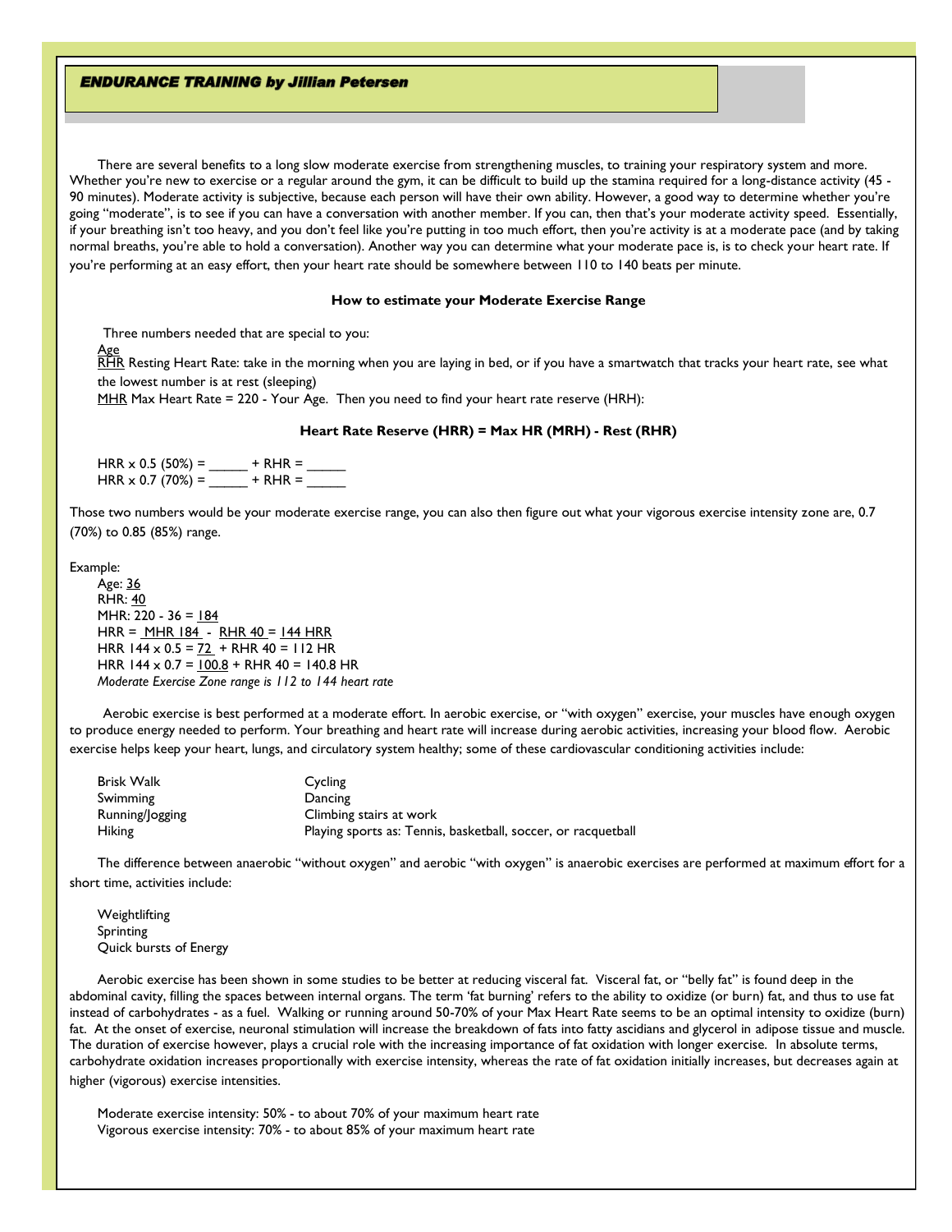## ***ENDURANCE TRAINING by Jillian Petersen***

There are several benefits to a long slow moderate exercise from strengthening muscles, to training your respiratory system and more. Whether you're new to exercise or a regular around the gym, it can be difficult to build up the stamina required for a long-distance activity (45 - 90 minutes). Moderate activity is subjective, because each person will have their own ability. However, a good way to determine whether you're going "moderate", is to see if you can have a conversation with another member. If you can, then that's your moderate activity speed. Essentially, if your breathing isn't too heavy, and you don't feel like you're putting in too much effort, then you're activity is at a moderate pace (and by taking normal breaths, you're able to hold a conversation). Another way you can determine what your moderate pace is, is to check your heart rate. If you're performing at an easy effort, then your heart rate should be somewhere between 110 to 140 beats per minute.

**How to estimate your Moderate Exercise Range**

Three numbers needed that are special to you:

Age
RHR Resting Heart Rate: take in the morning when you are laying in bed, or if you have a smartwatch that tracks your heart rate, see what the lowest number is at rest (sleeping)
MHR Max Heart Rate = 220 - Your Age. Then you need to find your heart rate reserve (HRH):

**Heart Rate Reserve (HRR) = Max HR (MRH) - Rest (RHR)**

HRR x 0.5 (50%) = _____ + RHR = _____
HRR x 0.7 (70%) = _____ + RHR = _____

Those two numbers would be your moderate exercise range, you can also then figure out what your vigorous exercise intensity zone are, 0.7 (70%) to 0.85 (85%) range.

Example:

Age: 36
RHR: 40
MHR: 220 - 36 = 184
HRR = MHR 184 - RHR 40 = 144 HRR
HRR 144 x 0.5 = 72 + RHR 40 = 112 HR
HRR 144 x 0.7 = 100.8 + RHR 40 = 140.8 HR
*Moderate Exercise Zone range is 112 to 144 heart rate*

Aerobic exercise is best performed at a moderate effort. In aerobic exercise, or "with oxygen" exercise, your muscles have enough oxygen to produce energy needed to perform. Your breathing and heart rate will increase during aerobic activities, increasing your blood flow. Aerobic exercise helps keep your heart, lungs, and circulatory system healthy; some of these cardiovascular conditioning activities include:

| | |
|---|---|
| Brisk Walk | Cycling |
| Swimming | Dancing |
| Running/Jogging | Climbing stairs at work |
| Hiking | Playing sports as: Tennis, basketball, soccer, or racquetball |

The difference between anaerobic "without oxygen" and aerobic "with oxygen" is anaerobic exercises are performed at maximum effort for a short time, activities include:

Weightlifting
Sprinting
Quick bursts of Energy

Aerobic exercise has been shown in some studies to be better at reducing visceral fat. Visceral fat, or "belly fat" is found deep in the abdominal cavity, filling the spaces between internal organs. The term 'fat burning' refers to the ability to oxidize (or burn) fat, and thus to use fat instead of carbohydrates - as a fuel. Walking or running around 50-70% of your Max Heart Rate seems to be an optimal intensity to oxidize (burn) fat. At the onset of exercise, neuronal stimulation will increase the breakdown of fats into fatty ascidians and glycerol in adipose tissue and muscle. The duration of exercise however, plays a crucial role with the increasing importance of fat oxidation with longer exercise. In absolute terms, carbohydrate oxidation increases proportionally with exercise intensity, whereas the rate of fat oxidation initially increases, but decreases again at higher (vigorous) exercise intensities.

Moderate exercise intensity: 50% - to about 70% of your maximum heart rate
Vigorous exercise intensity: 70% - to about 85% of your maximum heart rate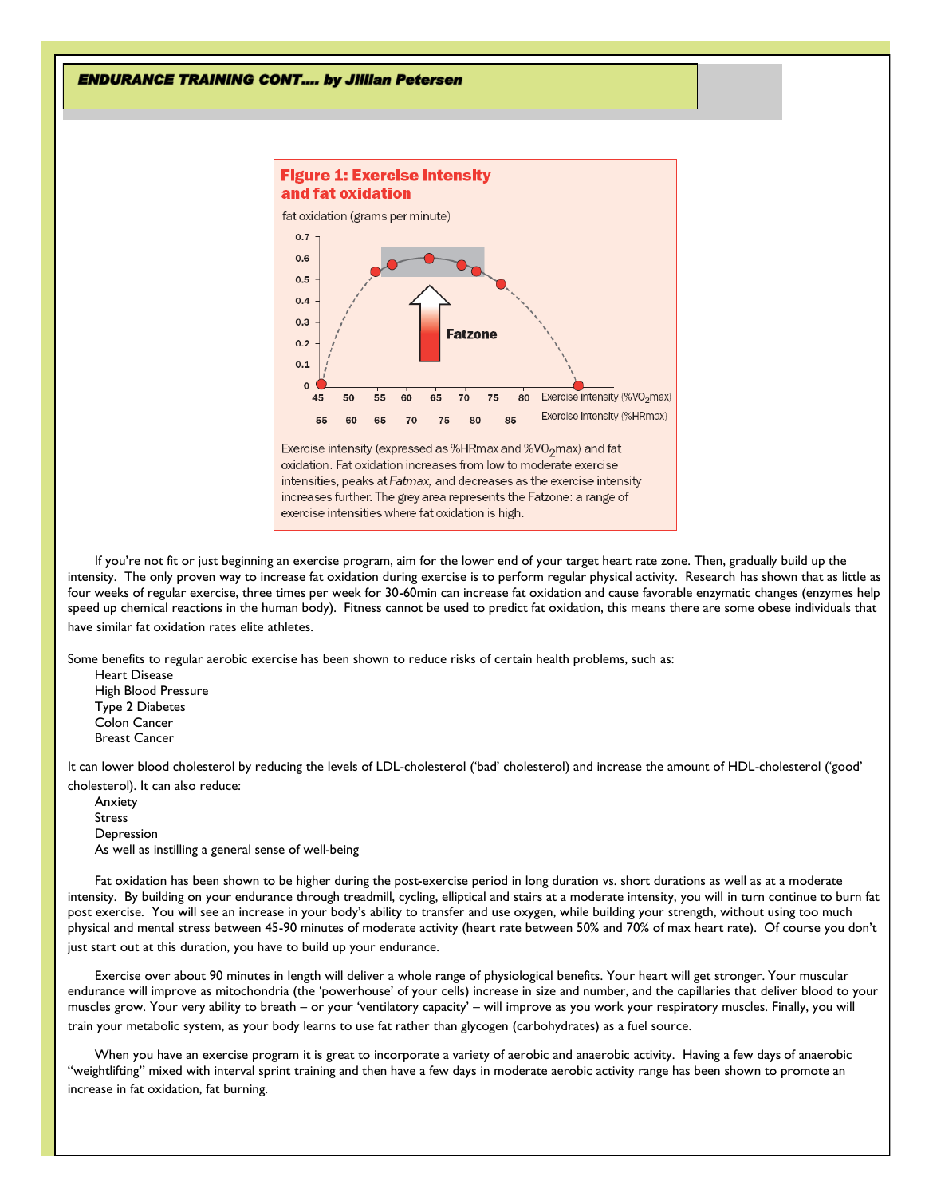### *ENDURANCE TRAINING CONT…. by Jillian Petersen*

**Figure 1: Exercise intensity and fat oxidation**

Exercise intensity (expressed as %HRmax and %$VO_2$max) and fat oxidation. Fat oxidation increases from low to moderate exercise intensities, peaks at *Fatmax,* and decreases as the exercise intensity increases further. The grey area represents the Fatzone: a range of exercise intensities where fat oxidation is high.

If you're not fit or just beginning an exercise program, aim for the lower end of your target heart rate zone. Then, gradually build up the intensity. The only proven way to increase fat oxidation during exercise is to perform regular physical activity. Research has shown that as little as four weeks of regular exercise, three times per week for 30-60min can increase fat oxidation and cause favorable enzymatic changes (enzymes help speed up chemical reactions in the human body). Fitness cannot be used to predict fat oxidation, this means there are some obese individuals that have similar fat oxidation rates elite athletes.

Some benefits to regular aerobic exercise has been shown to reduce risks of certain health problems, such as:

- Heart Disease
- High Blood Pressure
- Type 2 Diabetes
- Colon Cancer
- Breast Cancer

It can lower blood cholesterol by reducing the levels of LDL-cholesterol ('bad' cholesterol) and increase the amount of HDL-cholesterol ('good' cholesterol). It can also reduce:

- Anxiety
- Stress
- Depression
- As well as instilling a general sense of well-being

Fat oxidation has been shown to be higher during the post-exercise period in long duration vs. short durations as well as at a moderate intensity. By building on your endurance through treadmill, cycling, elliptical and stairs at a moderate intensity, you will in turn continue to burn fat post exercise. You will see an increase in your body's ability to transfer and use oxygen, while building your strength, without using too much physical and mental stress between 45-90 minutes of moderate activity (heart rate between 50% and 70% of max heart rate). Of course you don't just start out at this duration, you have to build up your endurance.

Exercise over about 90 minutes in length will deliver a whole range of physiological benefits. Your heart will get stronger. Your muscular endurance will improve as mitochondria (the 'powerhouse' of your cells) increase in size and number, and the capillaries that deliver blood to your muscles grow. Your very ability to breath – or your 'ventilatory capacity' – will improve as you work your respiratory muscles. Finally, you will train your metabolic system, as your body learns to use fat rather than glycogen (carbohydrates) as a fuel source.

When you have an exercise program it is great to incorporate a variety of aerobic and anaerobic activity. Having a few days of anaerobic "weightlifting" mixed with interval sprint training and then have a few days in moderate aerobic activity range has been shown to promote an increase in fat oxidation, fat burning.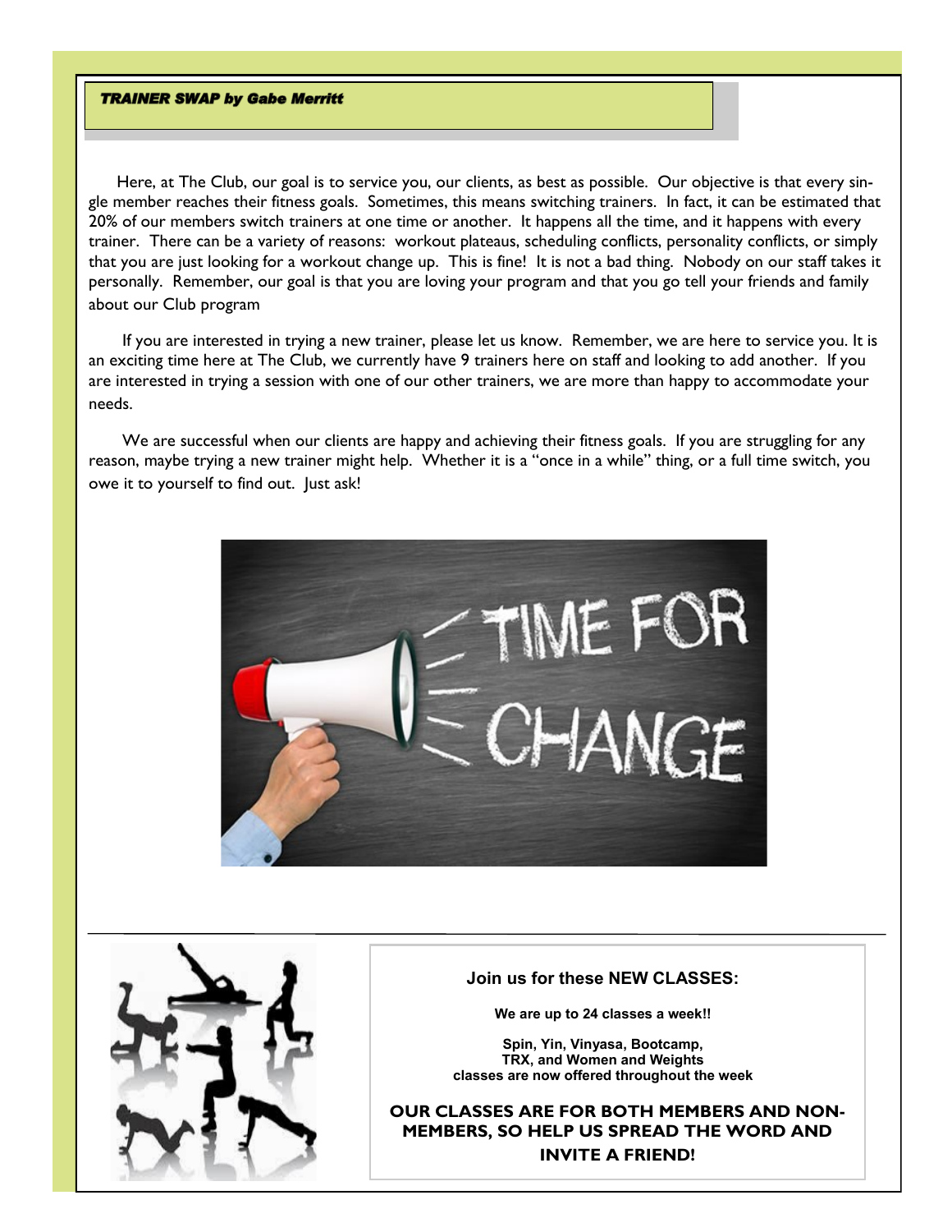## ***TRAINER SWAP by Gabe Merritt***

Here, at The Club, our goal is to service you, our clients, as best as possible. Our objective is that every single member reaches their fitness goals. Sometimes, this means switching trainers. In fact, it can be estimated that 20% of our members switch trainers at one time or another. It happens all the time, and it happens with every trainer. There can be a variety of reasons: workout plateaus, scheduling conflicts, personality conflicts, or simply that you are just looking for a workout change up. This is fine! It is not a bad thing. Nobody on our staff takes it personally. Remember, our goal is that you are loving your program and that you go tell your friends and family about our Club program

If you are interested in trying a new trainer, please let us know. Remember, we are here to service you. It is an exciting time here at The Club, we currently have 9 trainers here on staff and looking to add another. If you are interested in trying a session with one of our other trainers, we are more than happy to accommodate your needs.

We are successful when our clients are happy and achieving their fitness goals. If you are struggling for any reason, maybe trying a new trainer might help. Whether it is a "once in a while" thing, or a full time switch, you owe it to yourself to find out. Just ask!

---

**Join us for these NEW CLASSES:**

**We are up to 24 classes a week!!**

**Spin, Yin, Vinyasa, Bootcamp,**
**TRX, and Women and Weights**
**classes are now offered throughout the week**

**OUR CLASSES ARE FOR BOTH MEMBERS AND NON-MEMBERS, SO HELP US SPREAD THE WORD AND INVITE A FRIEND!**